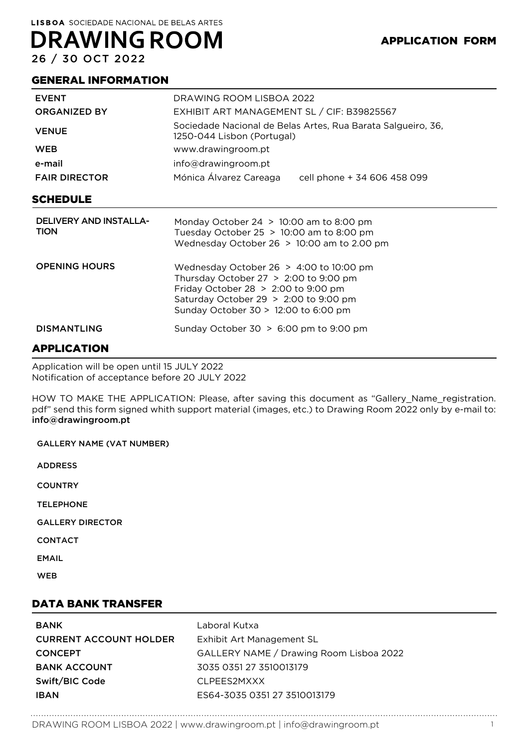LISBOA SOCIEDADE NACIONAL DE BELAS ARTES

# DRAWING ROOM

26 / 30 OCT 2022

**APPLICATION FORM**

## GENERAL INFORMATION

| | |
|---|---|
| EVENT | DRAWING ROOM LISBOA 2022 |
| ORGANIZED BY | EXHIBIT ART MANAGEMENT SL / CIF: B39825567 |
| VENUE | Sociedade Nacional de Belas Artes, Rua Barata Salgueiro, 36, 1250-044 Lisbon (Portugal) |
| WEB | www.drawingroom.pt |
| e-mail | info@drawingroom.pt |
| FAIR DIRECTOR | Mónica Álvarez Careaga &nbsp;&nbsp; cell phone + 34 606 458 099 |

## SCHEDULE

| | |
|---|---|
| DELIVERY AND INSTALLATION | Monday October 24 > 10:00 am to 8:00 pm<br>Tuesday October 25 > 10:00 am to 8:00 pm<br>Wednesday October 26 > 10:00 am to 2.00 pm |
| OPENING HOURS | Wednesday October 26 > 4:00 to 10:00 pm<br>Thursday October 27 > 2:00 to 9:00 pm<br>Friday October 28 > 2:00 to 9:00 pm<br>Saturday October 29 > 2:00 to 9:00 pm<br>Sunday October 30 > 12:00 to 6:00 pm |
| DISMANTLING | Sunday October 30 > 6:00 pm to 9:00 pm |

## APPLICATION

Application will be open until 15 JULY 2022
Notification of acceptance before 20 JULY 2022

HOW TO MAKE THE APPLICATION: Please, after saving this document as "Gallery_Name_registration.pdf" send this form signed whith support material (images, etc.) to Drawing Room 2022 only by e-mail to: **info@drawingroom.pt**

GALLERY NAME (VAT NUMBER)

ADDRESS

COUNTRY

TELEPHONE

GALLERY DIRECTOR

CONTACT

EMAIL

WEB

## DATA BANK TRANSFER

| | |
|---|---|
| BANK | Laboral Kutxa |
| CURRENT ACCOUNT HOLDER | Exhibit Art Management SL |
| CONCEPT | GALLERY NAME / Drawing Room Lisboa 2022 |
| BANK ACCOUNT | 3035 0351 27 3510013179 |
| Swift/BIC Code | CLPEES2MXXX |
| IBAN | ES64-3035 0351 27 3510013179 |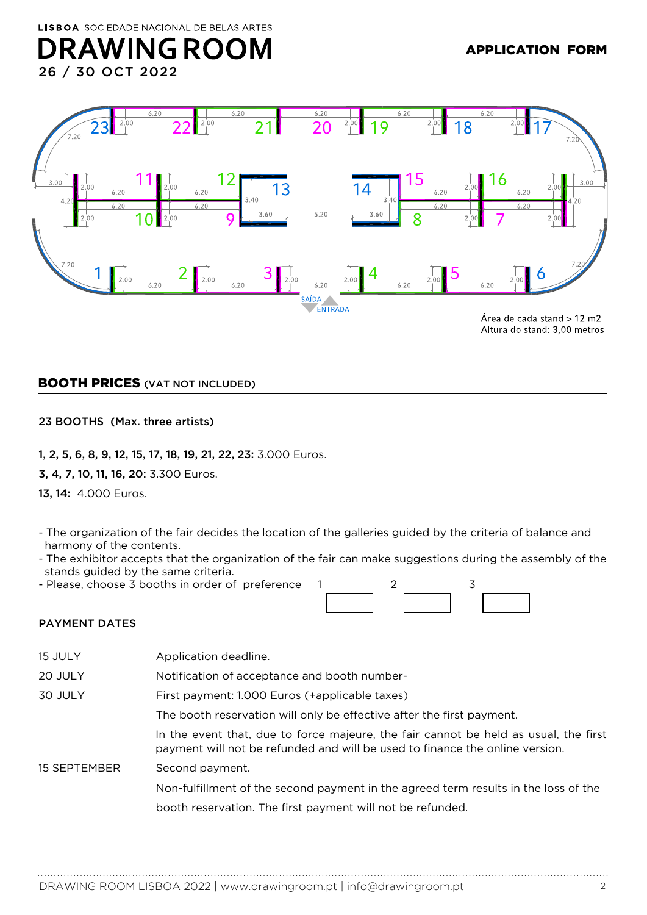LISBOA SOCIEDADE NACIONAL DE BELAS ARTES

# DRAWING ROOM

26 / 30 OCT 2022

**APPLICATION FORM**

Área de cada stand > 12 m2
Altura do stand: 3,00 metros

## BOOTH PRICES (VAT NOT INCLUDED)

**23 BOOTHS (Max. three artists)**

**1, 2, 5, 6, 8, 9, 12, 15, 17, 18, 19, 21, 22, 23:** 3.000 Euros.

**3, 4, 7, 10, 11, 16, 20:** 3.300 Euros.

**13, 14:** 4.000 Euros.

- The organization of the fair decides the location of the galleries guided by the criteria of balance and harmony of the contents.
- The exhibitor accepts that the organization of the fair can make suggestions during the assembly of the stands guided by the same criteria.
- Please, choose 3 booths in order of preference 1 ______ 2 ______ 3 ______

### PAYMENT DATES

| | |
|---|---|
| 15 JULY | Application deadline. |
| 20 JULY | Notification of acceptance and booth number- |
| 30 JULY | First payment: 1.000 Euros (+applicable taxes) |
| | The booth reservation will only be effective after the first payment. |
| | In the event that, due to force majeure, the fair cannot be held as usual, the first payment will not be refunded and will be used to finance the online version. |
| 15 SEPTEMBER | Second payment. |
| | Non-fulfillment of the second payment in the agreed term results in the loss of the booth reservation. The first payment will not be refunded. |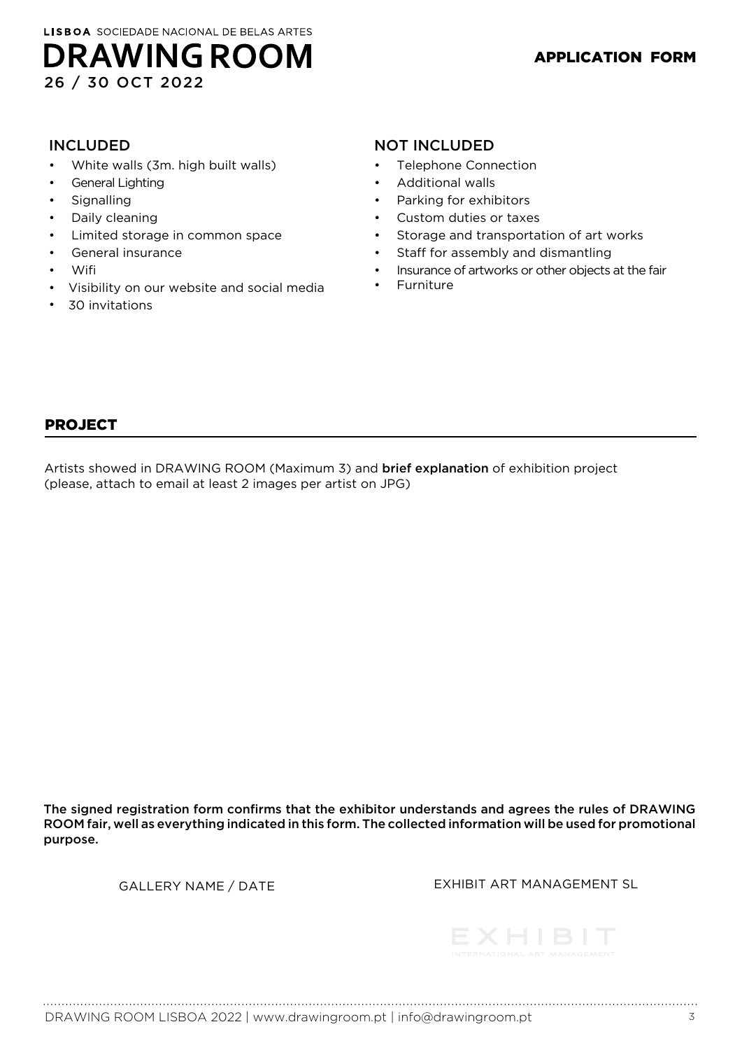LISBOA SOCIEDADE NACIONAL DE BELAS ARTES

# DRAWING ROOM

26 / 30 OCT 2022

## APPLICATION FORM

### INCLUDED

- White walls (3m. high built walls)
- General Lighting
- Signalling
- Daily cleaning
- Limited storage in common space
- General insurance
- Wifi
- Visibility on our website and social media
- 30 invitations

### NOT INCLUDED

- Telephone Connection
- Additional walls
- Parking for exhibitors
- Custom duties or taxes
- Storage and transportation of art works
- Staff for assembly and dismantling
- Insurance of artworks or other objects at the fair
- Furniture

## PROJECT

Artists showed in DRAWING ROOM (Maximum 3) and **brief explanation** of exhibition project (please, attach to email at least 2 images per artist on JPG)

**The signed registration form confirms that the exhibitor understands and agrees the rules of DRAWING ROOM fair, well as everything indicated in this form. The collected information will be used for promotional purpose.**

GALLERY NAME / DATE

EXHIBIT ART MANAGEMENT SL

EXHIBIT
INTERNATIONAL ART MANAGEMENT